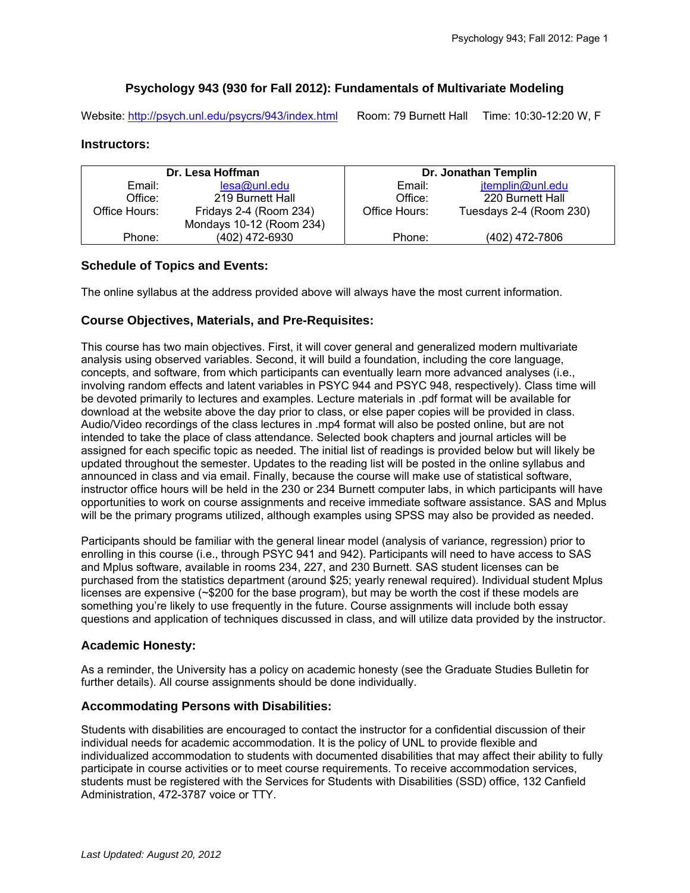# Psychology 943 (930 for Fall 2012): Fundamentals of Multivariate Modeling

Website: http://psych.unl.edu/psycrs/943/index.html Room: 79 Burnett Hall Time: 10:30-12:20 W, F

## Instructors:

| Dr. Lesa Hoffman | | Dr. Jonathan Templin | |
|---|---|---|---|
| Email: | lesa@unl.edu | Email: | jtemplin@unl.edu |
| Office: | 219 Burnett Hall | Office: | 220 Burnett Hall |
| Office Hours: | Fridays 2-4 (Room 234) | Office Hours: | Tuesdays 2-4 (Room 230) |
| | Mondays 10-12 (Room 234) | | |
| Phone: | (402) 472-6930 | Phone: | (402) 472-7806 |

## Schedule of Topics and Events:

The online syllabus at the address provided above will always have the most current information.

## Course Objectives, Materials, and Pre-Requisites:

This course has two main objectives. First, it will cover general and generalized modern multivariate analysis using observed variables. Second, it will build a foundation, including the core language, concepts, and software, from which participants can eventually learn more advanced analyses (i.e., involving random effects and latent variables in PSYC 944 and PSYC 948, respectively). Class time will be devoted primarily to lectures and examples. Lecture materials in .pdf format will be available for download at the website above the day prior to class, or else paper copies will be provided in class. Audio/Video recordings of the class lectures in .mp4 format will also be posted online, but are not intended to take the place of class attendance. Selected book chapters and journal articles will be assigned for each specific topic as needed. The initial list of readings is provided below but will likely be updated throughout the semester. Updates to the reading list will be posted in the online syllabus and announced in class and via email. Finally, because the course will make use of statistical software, instructor office hours will be held in the 230 or 234 Burnett computer labs, in which participants will have opportunities to work on course assignments and receive immediate software assistance. SAS and Mplus will be the primary programs utilized, although examples using SPSS may also be provided as needed.

Participants should be familiar with the general linear model (analysis of variance, regression) prior to enrolling in this course (i.e., through PSYC 941 and 942). Participants will need to have access to SAS and Mplus software, available in rooms 234, 227, and 230 Burnett. SAS student licenses can be purchased from the statistics department (around $25; yearly renewal required). Individual student Mplus licenses are expensive (~$200 for the base program), but may be worth the cost if these models are something you're likely to use frequently in the future. Course assignments will include both essay questions and application of techniques discussed in class, and will utilize data provided by the instructor.

## Academic Honesty:

As a reminder, the University has a policy on academic honesty (see the Graduate Studies Bulletin for further details). All course assignments should be done individually.

## Accommodating Persons with Disabilities:

Students with disabilities are encouraged to contact the instructor for a confidential discussion of their individual needs for academic accommodation. It is the policy of UNL to provide flexible and individualized accommodation to students with documented disabilities that may affect their ability to fully participate in course activities or to meet course requirements. To receive accommodation services, students must be registered with the Services for Students with Disabilities (SSD) office, 132 Canfield Administration, 472-3787 voice or TTY.

*Last Updated: August 20, 2012*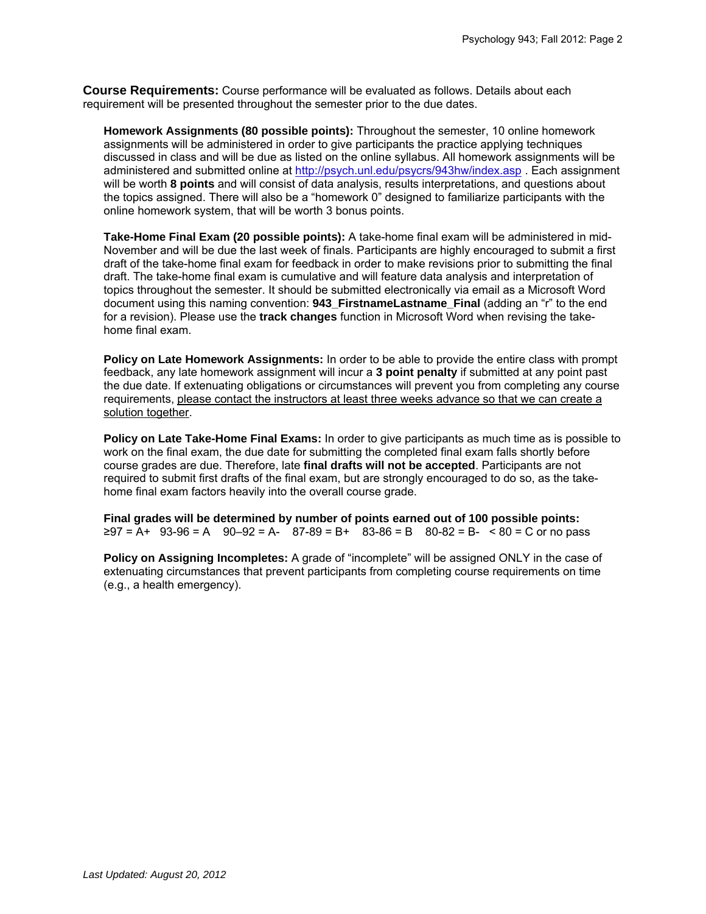**Course Requirements:** Course performance will be evaluated as follows. Details about each requirement will be presented throughout the semester prior to the due dates.

**Homework Assignments (80 possible points):** Throughout the semester, 10 online homework assignments will be administered in order to give participants the practice applying techniques discussed in class and will be due as listed on the online syllabus. All homework assignments will be administered and submitted online at http://psych.unl.edu/psycrs/943hw/index.asp . Each assignment will be worth **8 points** and will consist of data analysis, results interpretations, and questions about the topics assigned. There will also be a "homework 0" designed to familiarize participants with the online homework system, that will be worth 3 bonus points.

**Take-Home Final Exam (20 possible points):** A take-home final exam will be administered in mid-November and will be due the last week of finals. Participants are highly encouraged to submit a first draft of the take-home final exam for feedback in order to make revisions prior to submitting the final draft. The take-home final exam is cumulative and will feature data analysis and interpretation of topics throughout the semester. It should be submitted electronically via email as a Microsoft Word document using this naming convention: **943_FirstnameLastname_Final** (adding an "r" to the end for a revision). Please use the **track changes** function in Microsoft Word when revising the take-home final exam.

**Policy on Late Homework Assignments:** In order to be able to provide the entire class with prompt feedback, any late homework assignment will incur a **3 point penalty** if submitted at any point past the due date. If extenuating obligations or circumstances will prevent you from completing any course requirements, please contact the instructors at least three weeks advance so that we can create a solution together.

**Policy on Late Take-Home Final Exams:** In order to give participants as much time as is possible to work on the final exam, the due date for submitting the completed final exam falls shortly before course grades are due. Therefore, late **final drafts will not be accepted**. Participants are not required to submit first drafts of the final exam, but are strongly encouraged to do so, as the take-home final exam factors heavily into the overall course grade.

**Final grades will be determined by number of points earned out of 100 possible points:**
≥97 = A+ 93-96 = A 90–92 = A- 87-89 = B+ 83-86 = B 80-82 = B- < 80 = C or no pass

**Policy on Assigning Incompletes:** A grade of "incomplete" will be assigned ONLY in the case of extenuating circumstances that prevent participants from completing course requirements on time (e.g., a health emergency).

*Last Updated: August 20, 2012*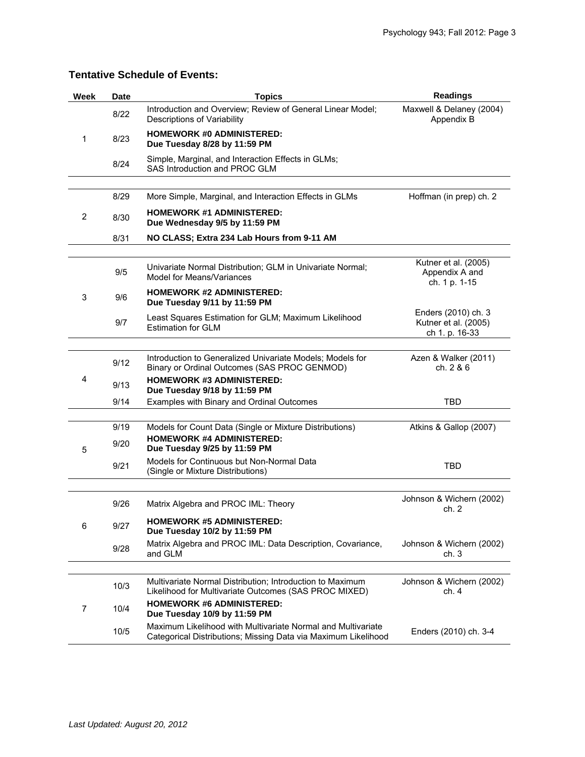### Tentative Schedule of Events:

| Week | Date | Topics | Readings |
|---|---|---|---|
| 1 | 8/22 | Introduction and Overview; Review of General Linear Model; Descriptions of Variability | Maxwell & Delaney (2004) Appendix B |
| | 8/23 | **HOMEWORK #0 ADMINISTERED: Due Tuesday 8/28 by 11:59 PM** | |
| | 8/24 | Simple, Marginal, and Interaction Effects in GLMs; SAS Introduction and PROC GLM | |
| 2 | 8/29 | More Simple, Marginal, and Interaction Effects in GLMs | Hoffman (in prep) ch. 2 |
| | 8/30 | **HOMEWORK #1 ADMINISTERED: Due Wednesday 9/5 by 11:59 PM** | |
| | 8/31 | **NO CLASS; Extra 234 Lab Hours from 9-11 AM** | |
| 3 | 9/5 | Univariate Normal Distribution; GLM in Univariate Normal; Model for Means/Variances | Kutner et al. (2005) Appendix A and ch. 1 p. 1-15 |
| | 9/6 | **HOMEWORK #2 ADMINISTERED: Due Tuesday 9/11 by 11:59 PM** | |
| | 9/7 | Least Squares Estimation for GLM; Maximum Likelihood Estimation for GLM | Enders (2010) ch. 3 Kutner et al. (2005) ch 1. p. 16-33 |
| 4 | 9/12 | Introduction to Generalized Univariate Models; Models for Binary or Ordinal Outcomes (SAS PROC GENMOD) | Azen & Walker (2011) ch. 2 & 6 |
| | 9/13 | **HOMEWORK #3 ADMINISTERED: Due Tuesday 9/18 by 11:59 PM** | |
| | 9/14 | Examples with Binary and Ordinal Outcomes | TBD |
| 5 | 9/19 | Models for Count Data (Single or Mixture Distributions) | Atkins & Gallop (2007) |
| | 9/20 | **HOMEWORK #4 ADMINISTERED: Due Tuesday 9/25 by 11:59 PM** | |
| | 9/21 | Models for Continuous but Non-Normal Data (Single or Mixture Distributions) | TBD |
| 6 | 9/26 | Matrix Algebra and PROC IML: Theory | Johnson & Wichern (2002) ch. 2 |
| | 9/27 | **HOMEWORK #5 ADMINISTERED: Due Tuesday 10/2 by 11:59 PM** | |
| | 9/28 | Matrix Algebra and PROC IML: Data Description, Covariance, and GLM | Johnson & Wichern (2002) ch. 3 |
| 7 | 10/3 | Multivariate Normal Distribution; Introduction to Maximum Likelihood for Multivariate Outcomes (SAS PROC MIXED) | Johnson & Wichern (2002) ch. 4 |
| | 10/4 | **HOMEWORK #6 ADMINISTERED: Due Tuesday 10/9 by 11:59 PM** | |
| | 10/5 | Maximum Likelihood with Multivariate Normal and Multivariate Categorical Distributions; Missing Data via Maximum Likelihood | Enders (2010) ch. 3-4 |

*Last Updated: August 20, 2012*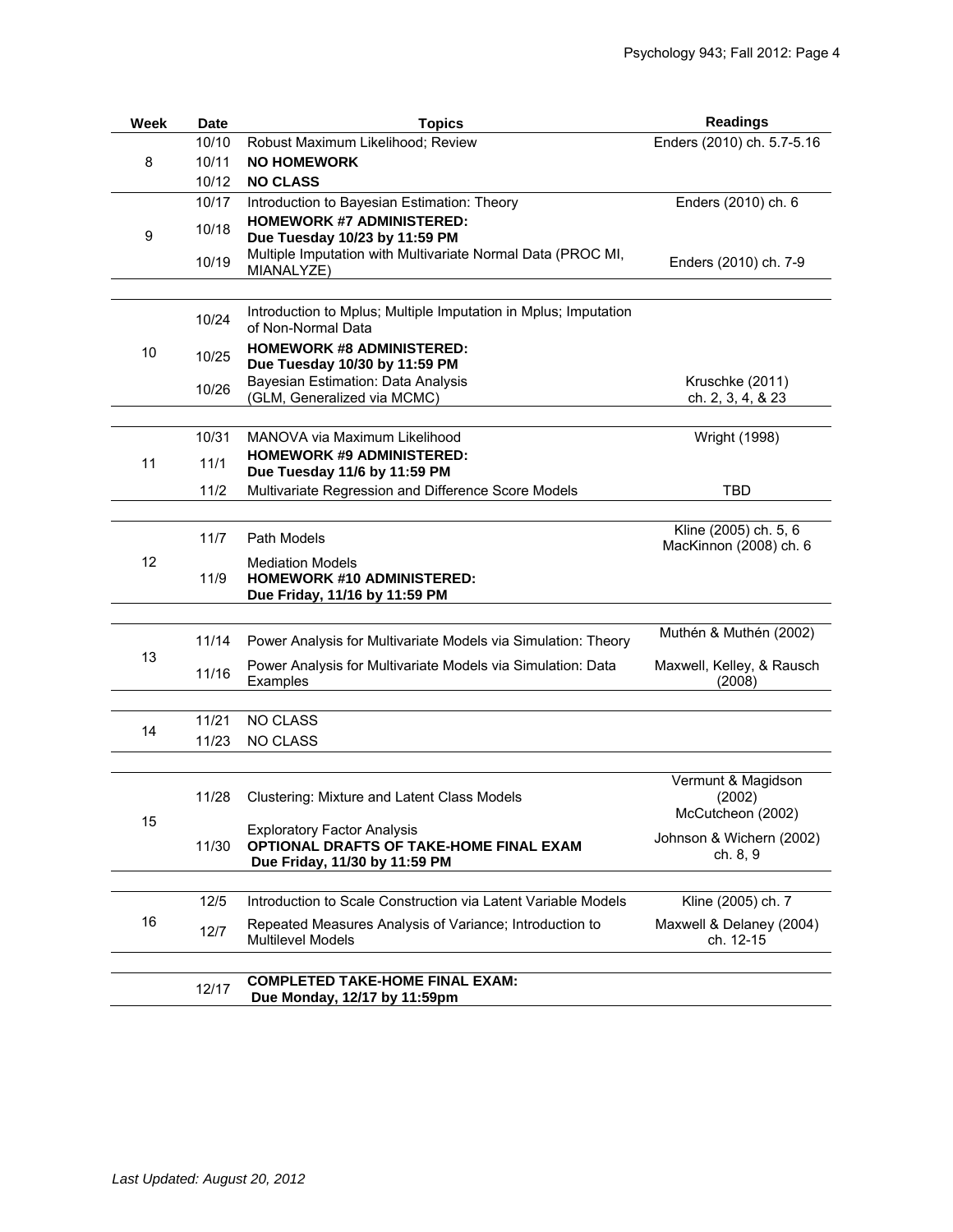| Week | Date | Topics | Readings |
|---|---|---|---|
| 8 | 10/10 | Robust Maximum Likelihood; Review | Enders (2010) ch. 5.7-5.16 |
| | 10/11 | **NO HOMEWORK** | |
| | 10/12 | **NO CLASS** | |
| 9 | 10/17 | Introduction to Bayesian Estimation: Theory | Enders (2010) ch. 6 |
| | 10/18 | **HOMEWORK #7 ADMINISTERED: Due Tuesday 10/23 by 11:59 PM** | |
| | 10/19 | Multiple Imputation with Multivariate Normal Data (PROC MI, MIANALYZE) | Enders (2010) ch. 7-9 |
| 10 | 10/24 | Introduction to Mplus; Multiple Imputation in Mplus; Imputation of Non-Normal Data | |
| | 10/25 | **HOMEWORK #8 ADMINISTERED: Due Tuesday 10/30 by 11:59 PM** | |
| | 10/26 | Bayesian Estimation: Data Analysis (GLM, Generalized via MCMC) | Kruschke (2011) ch. 2, 3, 4, & 23 |
| 11 | 10/31 | MANOVA via Maximum Likelihood | Wright (1998) |
| | 11/1 | **HOMEWORK #9 ADMINISTERED: Due Tuesday 11/6 by 11:59 PM** | |
| | 11/2 | Multivariate Regression and Difference Score Models | TBD |
| 12 | 11/7 | Path Models | Kline (2005) ch. 5, 6 MacKinnon (2008) ch. 6 |
| | 11/9 | Mediation Models **HOMEWORK #10 ADMINISTERED: Due Friday, 11/16 by 11:59 PM** | |
| 13 | 11/14 | Power Analysis for Multivariate Models via Simulation: Theory | Muthén & Muthén (2002) |
| | 11/16 | Power Analysis for Multivariate Models via Simulation: Data Examples | Maxwell, Kelley, & Rausch (2008) |
| 14 | 11/21 | NO CLASS | |
| | 11/23 | NO CLASS | |
| 15 | 11/28 | Clustering: Mixture and Latent Class Models | Vermunt & Magidson (2002) McCutcheon (2002) |
| | 11/30 | Exploratory Factor Analysis **OPTIONAL DRAFTS OF TAKE-HOME FINAL EXAM Due Friday, 11/30 by 11:59 PM** | Johnson & Wichern (2002) ch. 8, 9 |
| 16 | 12/5 | Introduction to Scale Construction via Latent Variable Models | Kline (2005) ch. 7 |
| | 12/7 | Repeated Measures Analysis of Variance; Introduction to Multilevel Models | Maxwell & Delaney (2004) ch. 12-15 |
| | 12/17 | **COMPLETED TAKE-HOME FINAL EXAM: Due Monday, 12/17 by 11:59pm** | |

*Last Updated: August 20, 2012*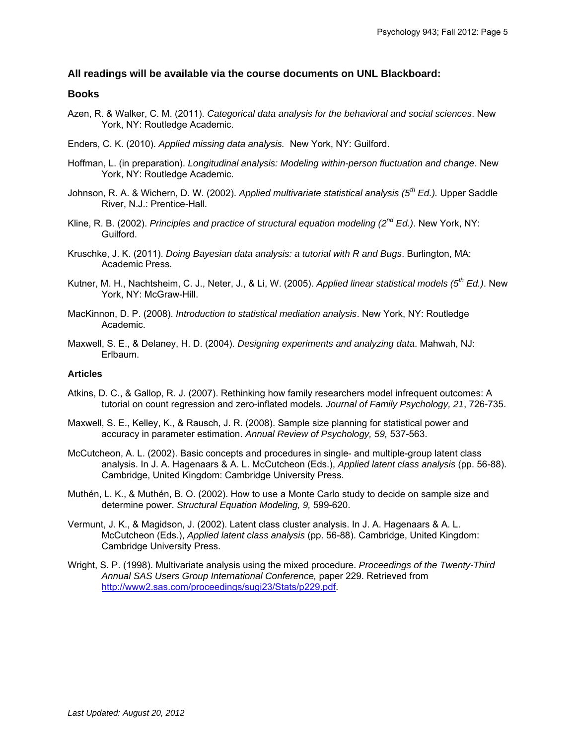**All readings will be available via the course documents on UNL Blackboard:**

### Books

Azen, R. & Walker, C. M. (2011). *Categorical data analysis for the behavioral and social sciences*. New York, NY: Routledge Academic.

Enders, C. K. (2010). *Applied missing data analysis.* New York, NY: Guilford.

Hoffman, L. (in preparation). *Longitudinal analysis: Modeling within-person fluctuation and change*. New York, NY: Routledge Academic.

Johnson, R. A. & Wichern, D. W. (2002). *Applied multivariate statistical analysis (5th Ed.).* Upper Saddle River, N.J.: Prentice-Hall.

Kline, R. B. (2002). *Principles and practice of structural equation modeling (2nd Ed.)*. New York, NY: Guilford.

Kruschke, J. K. (2011). *Doing Bayesian data analysis: a tutorial with R and Bugs*. Burlington, MA: Academic Press.

Kutner, M. H., Nachtsheim, C. J., Neter, J., & Li, W. (2005). *Applied linear statistical models (5th Ed.)*. New York, NY: McGraw-Hill.

MacKinnon, D. P. (2008). *Introduction to statistical mediation analysis*. New York, NY: Routledge Academic.

Maxwell, S. E., & Delaney, H. D. (2004). *Designing experiments and analyzing data*. Mahwah, NJ: Erlbaum.

### Articles

Atkins, D. C., & Gallop, R. J. (2007). Rethinking how family researchers model infrequent outcomes: A tutorial on count regression and zero-inflated models*. Journal of Family Psychology, 21*, 726-735.

Maxwell, S. E., Kelley, K., & Rausch, J. R. (2008). Sample size planning for statistical power and accuracy in parameter estimation. *Annual Review of Psychology, 59,* 537-563.

McCutcheon, A. L. (2002). Basic concepts and procedures in single- and multiple-group latent class analysis. In J. A. Hagenaars & A. L. McCutcheon (Eds.), *Applied latent class analysis* (pp. 56-88). Cambridge, United Kingdom: Cambridge University Press.

Muthén, L. K., & Muthén, B. O. (2002). How to use a Monte Carlo study to decide on sample size and determine power. *Structural Equation Modeling, 9,* 599-620.

Vermunt, J. K., & Magidson, J. (2002). Latent class cluster analysis. In J. A. Hagenaars & A. L. McCutcheon (Eds.), *Applied latent class analysis* (pp. 56-88). Cambridge, United Kingdom: Cambridge University Press.

Wright, S. P. (1998). Multivariate analysis using the mixed procedure. *Proceedings of the Twenty-Third Annual SAS Users Group International Conference,* paper 229. Retrieved from http://www2.sas.com/proceedings/sugi23/Stats/p229.pdf.

*Last Updated: August 20, 2012*